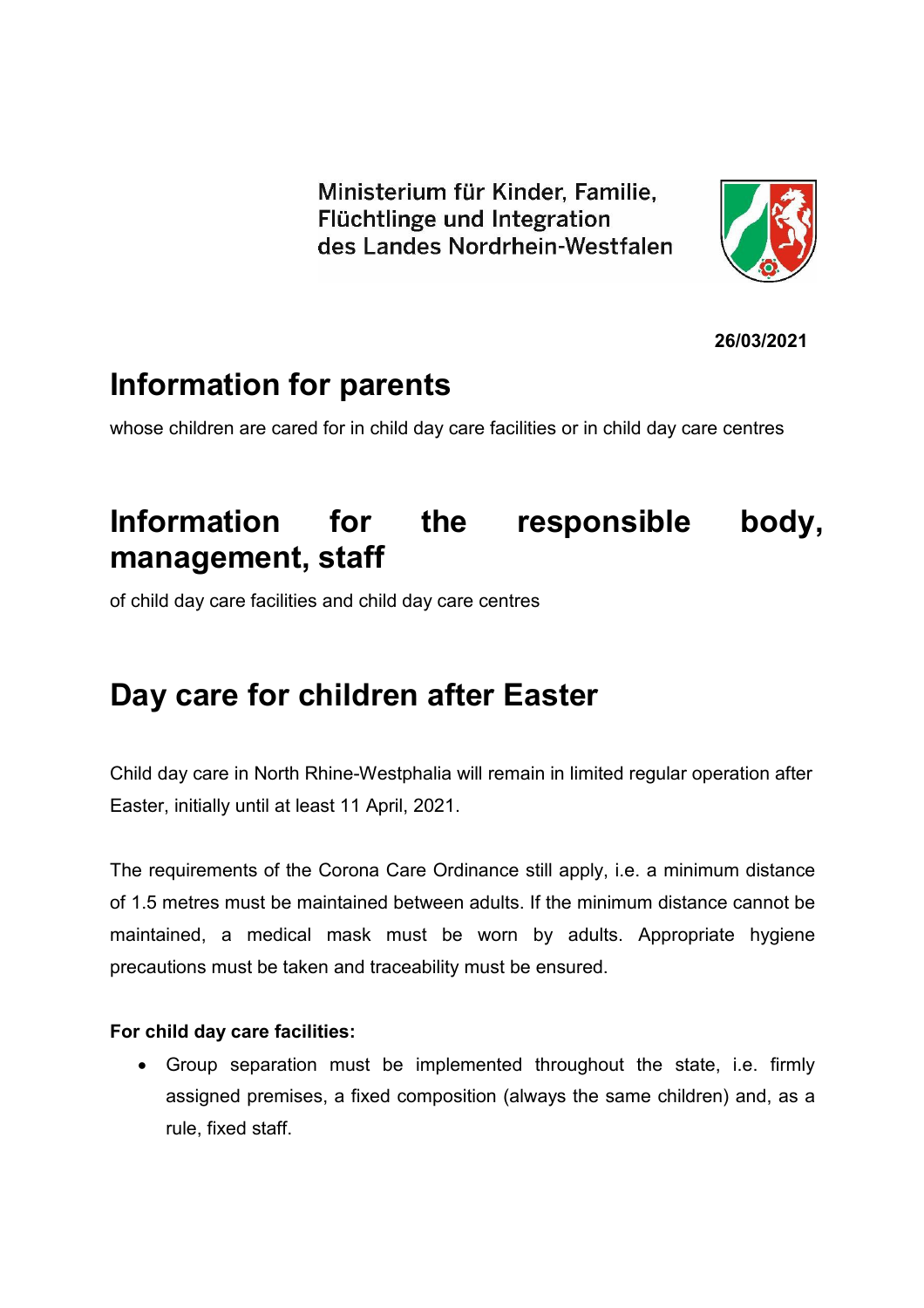Ministerium für Kinder, Familie, Flüchtlinge und Integration des Landes Nordrhein-Westfalen

**26/03/2021**

# Information for parents

whose children are cared for in child day care facilities or in child day care centres

# Information for the responsible body, management, staff

of child day care facilities and child day care centres

# Day care for children after Easter

Child day care in North Rhine-Westphalia will remain in limited regular operation after Easter, initially until at least 11 April, 2021.

The requirements of the Corona Care Ordinance still apply, i.e. a minimum distance of 1.5 metres must be maintained between adults. If the minimum distance cannot be maintained, a medical mask must be worn by adults. Appropriate hygiene precautions must be taken and traceability must be ensured.

**For child day care facilities:**

- Group separation must be implemented throughout the state, i.e. firmly assigned premises, a fixed composition (always the same children) and, as a rule, fixed staff.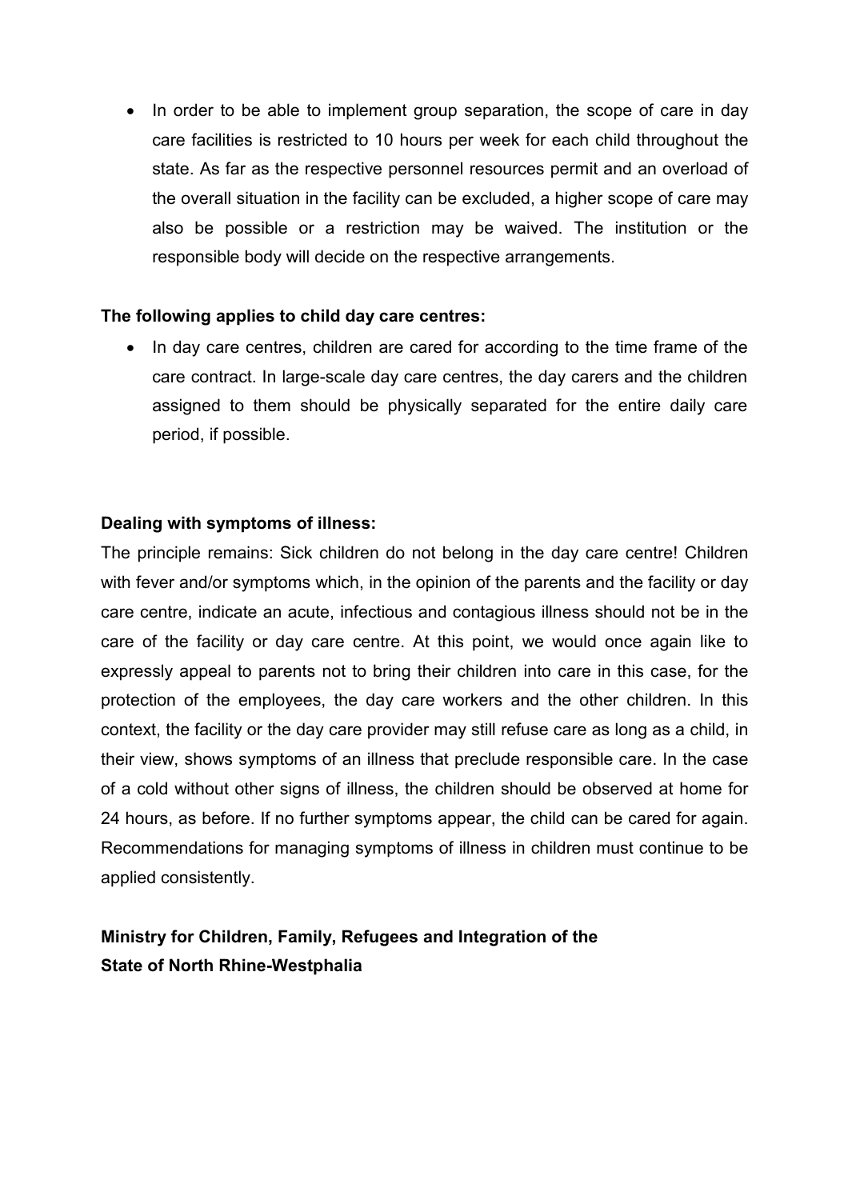- In order to be able to implement group separation, the scope of care in day care facilities is restricted to 10 hours per week for each child throughout the state. As far as the respective personnel resources permit and an overload of the overall situation in the facility can be excluded, a higher scope of care may also be possible or a restriction may be waived. The institution or the responsible body will decide on the respective arrangements.

**The following applies to child day care centres:**

- In day care centres, children are cared for according to the time frame of the care contract. In large-scale day care centres, the day carers and the children assigned to them should be physically separated for the entire daily care period, if possible.

**Dealing with symptoms of illness:**

The principle remains: Sick children do not belong in the day care centre! Children with fever and/or symptoms which, in the opinion of the parents and the facility or day care centre, indicate an acute, infectious and contagious illness should not be in the care of the facility or day care centre. At this point, we would once again like to expressly appeal to parents not to bring their children into care in this case, for the protection of the employees, the day care workers and the other children. In this context, the facility or the day care provider may still refuse care as long as a child, in their view, shows symptoms of an illness that preclude responsible care. In the case of a cold without other signs of illness, the children should be observed at home for 24 hours, as before. If no further symptoms appear, the child can be cared for again. Recommendations for managing symptoms of illness in children must continue to be applied consistently.

**Ministry for Children, Family, Refugees and Integration of the State of North Rhine-Westphalia**